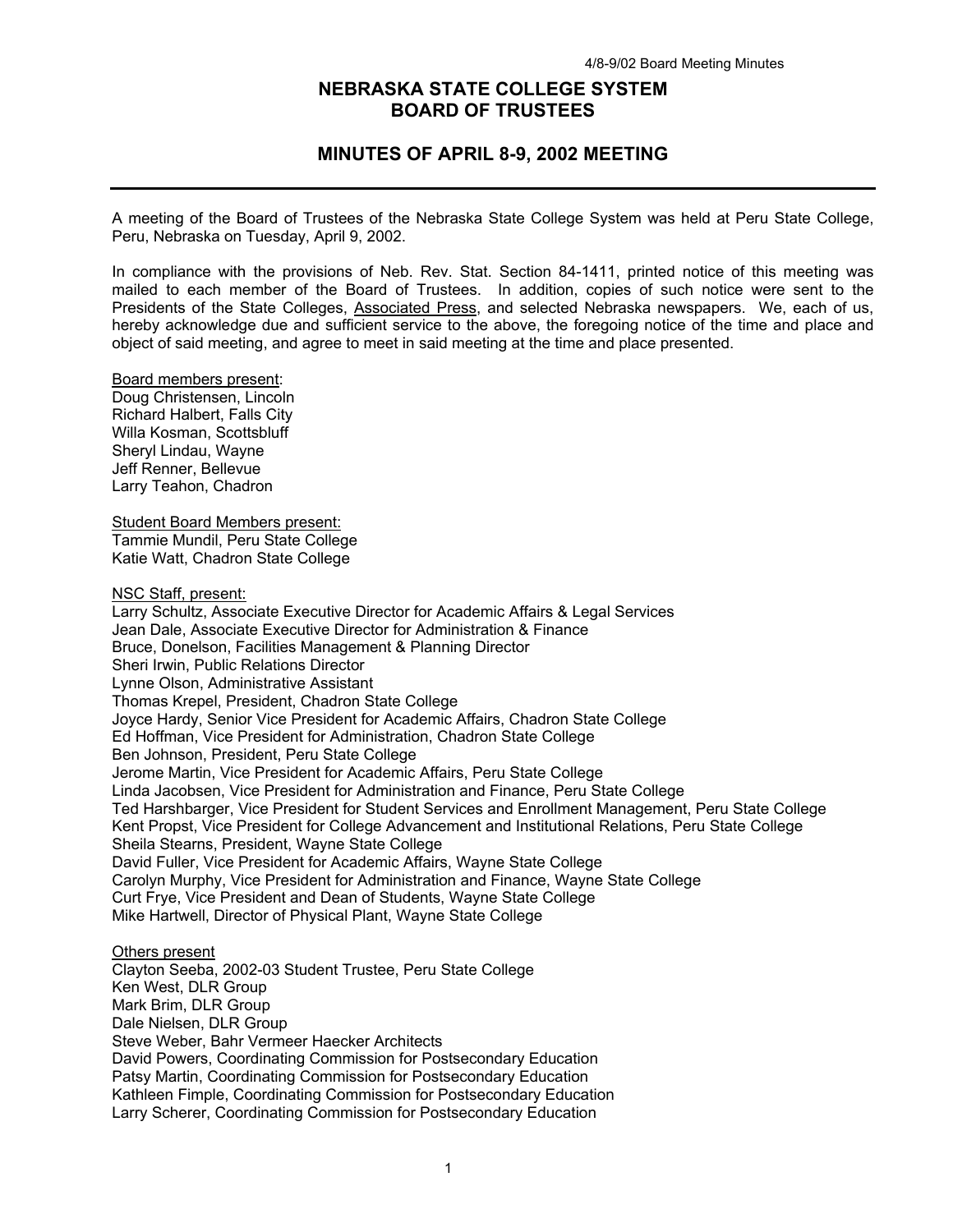# NEBRASKA STATE COLLEGE SYSTEM
# BOARD OF TRUSTEES

## MINUTES OF APRIL 8-9, 2002 MEETING

A meeting of the Board of Trustees of the Nebraska State College System was held at Peru State College, Peru, Nebraska on Tuesday, April 9, 2002.

In compliance with the provisions of Neb. Rev. Stat. Section 84-1411, printed notice of this meeting was mailed to each member of the Board of Trustees. In addition, copies of such notice were sent to the Presidents of the State Colleges, Associated Press, and selected Nebraska newspapers. We, each of us, hereby acknowledge due and sufficient service to the above, the foregoing notice of the time and place and object of said meeting, and agree to meet in said meeting at the time and place presented.

Board members present:
Doug Christensen, Lincoln
Richard Halbert, Falls City
Willa Kosman, Scottsbluff
Sheryl Lindau, Wayne
Jeff Renner, Bellevue
Larry Teahon, Chadron

Student Board Members present:
Tammie Mundil, Peru State College
Katie Watt, Chadron State College

NSC Staff, present:
Larry Schultz, Associate Executive Director for Academic Affairs & Legal Services
Jean Dale, Associate Executive Director for Administration & Finance
Bruce, Donelson, Facilities Management & Planning Director
Sheri Irwin, Public Relations Director
Lynne Olson, Administrative Assistant
Thomas Krepel, President, Chadron State College
Joyce Hardy, Senior Vice President for Academic Affairs, Chadron State College
Ed Hoffman, Vice President for Administration, Chadron State College
Ben Johnson, President, Peru State College
Jerome Martin, Vice President for Academic Affairs, Peru State College
Linda Jacobsen, Vice President for Administration and Finance, Peru State College
Ted Harshbarger, Vice President for Student Services and Enrollment Management, Peru State College
Kent Propst, Vice President for College Advancement and Institutional Relations, Peru State College
Sheila Stearns, President, Wayne State College
David Fuller, Vice President for Academic Affairs, Wayne State College
Carolyn Murphy, Vice President for Administration and Finance, Wayne State College
Curt Frye, Vice President and Dean of Students, Wayne State College
Mike Hartwell, Director of Physical Plant, Wayne State College

Others present
Clayton Seeba, 2002-03 Student Trustee, Peru State College
Ken West, DLR Group
Mark Brim, DLR Group
Dale Nielsen, DLR Group
Steve Weber, Bahr Vermeer Haecker Architects
David Powers, Coordinating Commission for Postsecondary Education
Patsy Martin, Coordinating Commission for Postsecondary Education
Kathleen Fimple, Coordinating Commission for Postsecondary Education
Larry Scherer, Coordinating Commission for Postsecondary Education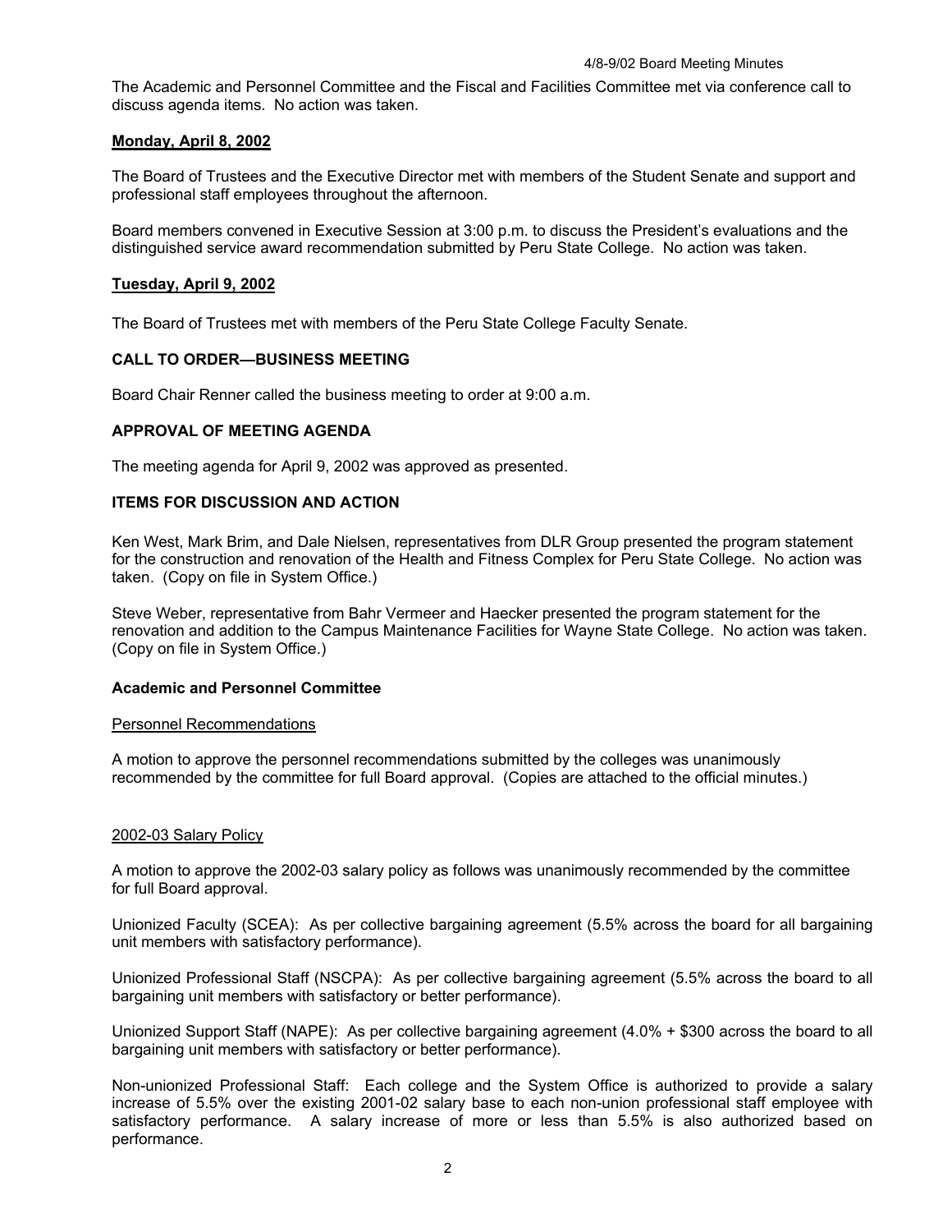The Academic and Personnel Committee and the Fiscal and Facilities Committee met via conference call to discuss agenda items. No action was taken.

**Monday, April 8, 2002**

The Board of Trustees and the Executive Director met with members of the Student Senate and support and professional staff employees throughout the afternoon.

Board members convened in Executive Session at 3:00 p.m. to discuss the President's evaluations and the distinguished service award recommendation submitted by Peru State College. No action was taken.

**Tuesday, April 9, 2002**

The Board of Trustees met with members of the Peru State College Faculty Senate.

### CALL TO ORDER—BUSINESS MEETING

Board Chair Renner called the business meeting to order at 9:00 a.m.

### APPROVAL OF MEETING AGENDA

The meeting agenda for April 9, 2002 was approved as presented.

### ITEMS FOR DISCUSSION AND ACTION

Ken West, Mark Brim, and Dale Nielsen, representatives from DLR Group presented the program statement for the construction and renovation of the Health and Fitness Complex for Peru State College. No action was taken. (Copy on file in System Office.)

Steve Weber, representative from Bahr Vermeer and Haecker presented the program statement for the renovation and addition to the Campus Maintenance Facilities for Wayne State College. No action was taken. (Copy on file in System Office.)

#### Academic and Personnel Committee

Personnel Recommendations

A motion to approve the personnel recommendations submitted by the colleges was unanimously recommended by the committee for full Board approval. (Copies are attached to the official minutes.)

2002-03 Salary Policy

A motion to approve the 2002-03 salary policy as follows was unanimously recommended by the committee for full Board approval.

Unionized Faculty (SCEA): As per collective bargaining agreement (5.5% across the board for all bargaining unit members with satisfactory performance).

Unionized Professional Staff (NSCPA): As per collective bargaining agreement (5.5% across the board to all bargaining unit members with satisfactory or better performance).

Unionized Support Staff (NAPE): As per collective bargaining agreement (4.0% + $300 across the board to all bargaining unit members with satisfactory or better performance).

Non-unionized Professional Staff: Each college and the System Office is authorized to provide a salary increase of 5.5% over the existing 2001-02 salary base to each non-union professional staff employee with satisfactory performance. A salary increase of more or less than 5.5% is also authorized based on performance.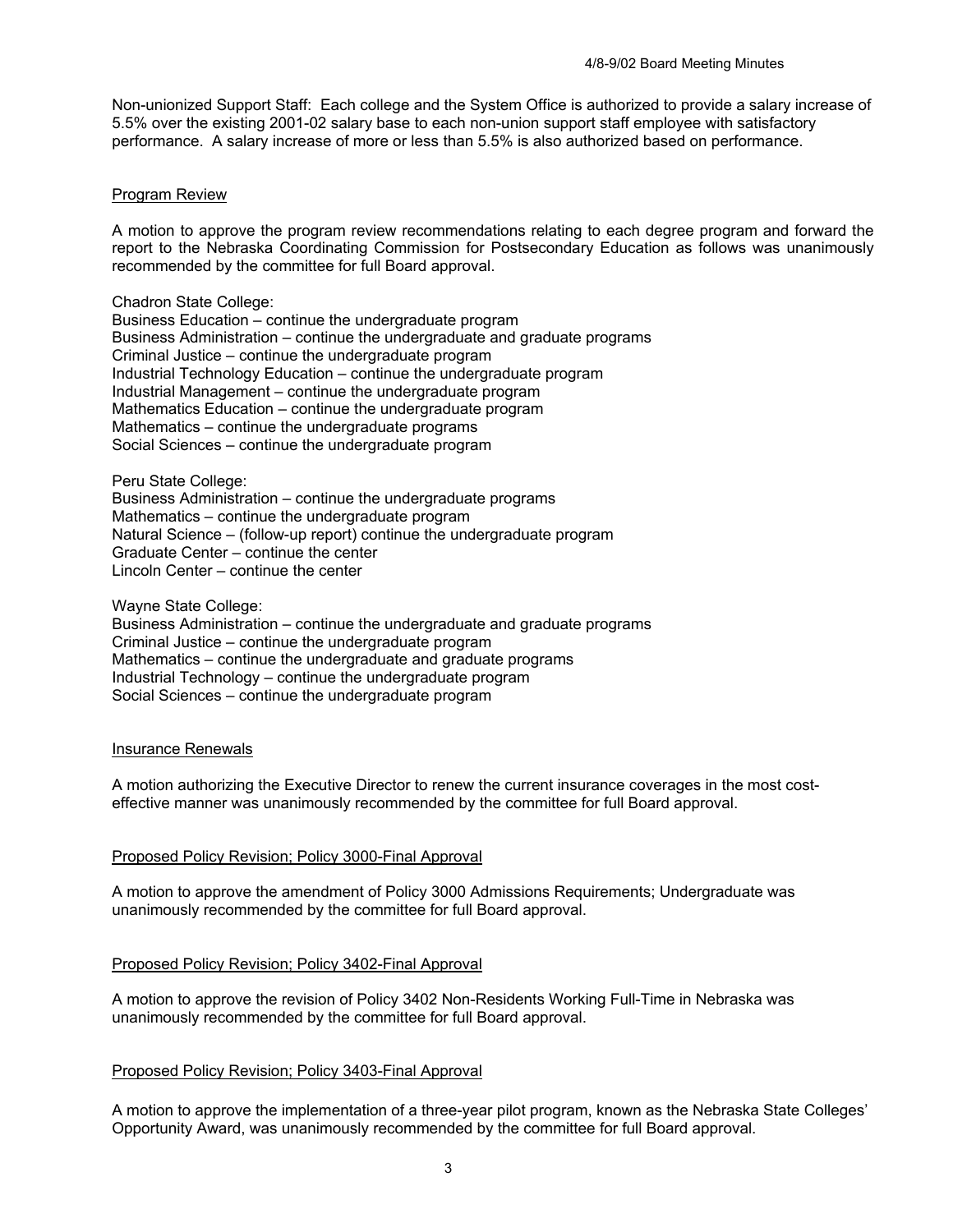Non-unionized Support Staff: Each college and the System Office is authorized to provide a salary increase of 5.5% over the existing 2001-02 salary base to each non-union support staff employee with satisfactory performance. A salary increase of more or less than 5.5% is also authorized based on performance.

## Program Review

A motion to approve the program review recommendations relating to each degree program and forward the report to the Nebraska Coordinating Commission for Postsecondary Education as follows was unanimously recommended by the committee for full Board approval.

Chadron State College:
Business Education – continue the undergraduate program
Business Administration – continue the undergraduate and graduate programs
Criminal Justice – continue the undergraduate program
Industrial Technology Education – continue the undergraduate program
Industrial Management – continue the undergraduate program
Mathematics Education – continue the undergraduate program
Mathematics – continue the undergraduate programs
Social Sciences – continue the undergraduate program

Peru State College:
Business Administration – continue the undergraduate programs
Mathematics – continue the undergraduate program
Natural Science – (follow-up report) continue the undergraduate program
Graduate Center – continue the center
Lincoln Center – continue the center

Wayne State College:
Business Administration – continue the undergraduate and graduate programs
Criminal Justice – continue the undergraduate program
Mathematics – continue the undergraduate and graduate programs
Industrial Technology – continue the undergraduate program
Social Sciences – continue the undergraduate program

## Insurance Renewals

A motion authorizing the Executive Director to renew the current insurance coverages in the most cost-effective manner was unanimously recommended by the committee for full Board approval.

## Proposed Policy Revision; Policy 3000-Final Approval

A motion to approve the amendment of Policy 3000 Admissions Requirements; Undergraduate was unanimously recommended by the committee for full Board approval.

## Proposed Policy Revision; Policy 3402-Final Approval

A motion to approve the revision of Policy 3402 Non-Residents Working Full-Time in Nebraska was unanimously recommended by the committee for full Board approval.

## Proposed Policy Revision; Policy 3403-Final Approval

A motion to approve the implementation of a three-year pilot program, known as the Nebraska State Colleges' Opportunity Award, was unanimously recommended by the committee for full Board approval.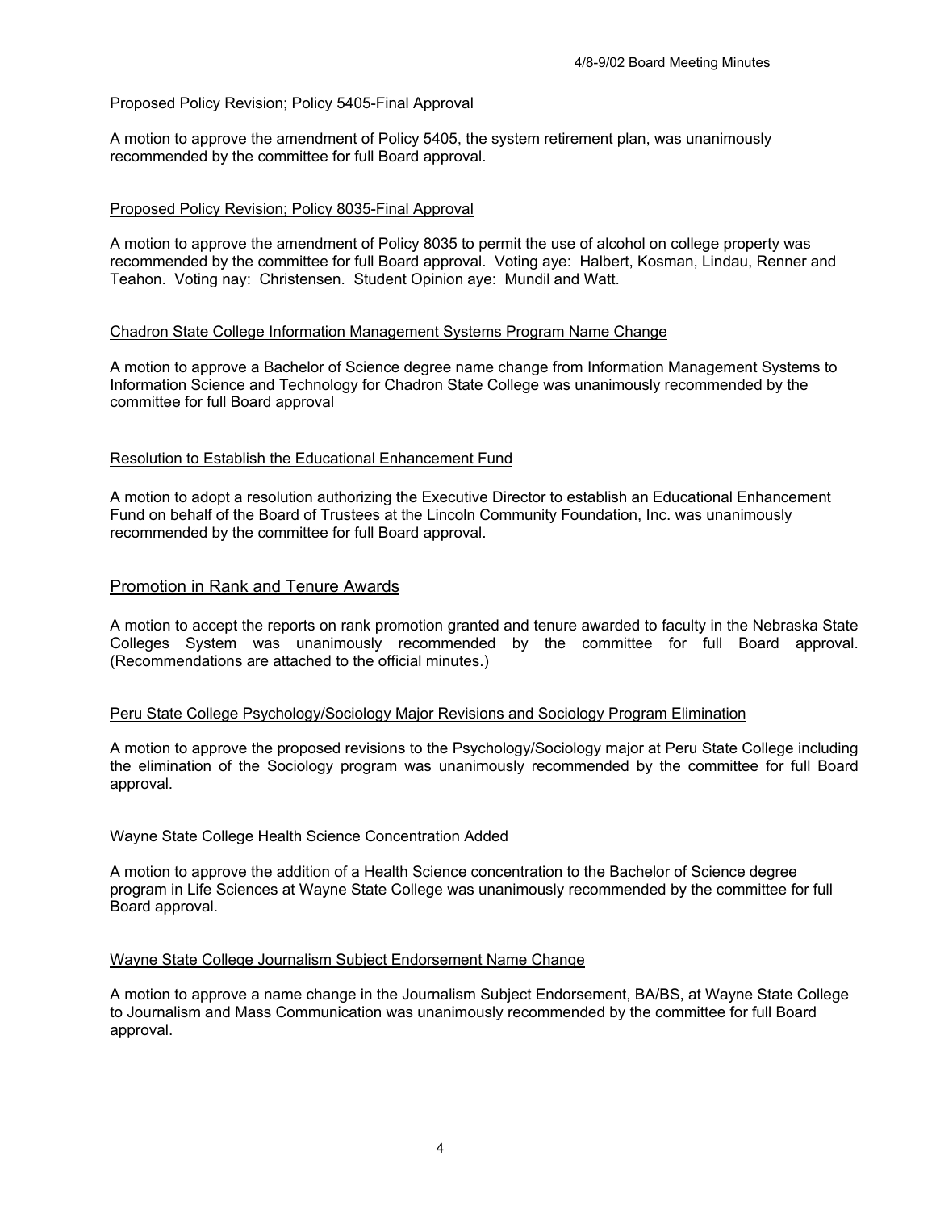### Proposed Policy Revision; Policy 5405-Final Approval

A motion to approve the amendment of Policy 5405, the system retirement plan, was unanimously recommended by the committee for full Board approval.

### Proposed Policy Revision; Policy 8035-Final Approval

A motion to approve the amendment of Policy 8035 to permit the use of alcohol on college property was recommended by the committee for full Board approval. Voting aye: Halbert, Kosman, Lindau, Renner and Teahon. Voting nay: Christensen. Student Opinion aye: Mundil and Watt.

### Chadron State College Information Management Systems Program Name Change

A motion to approve a Bachelor of Science degree name change from Information Management Systems to Information Science and Technology for Chadron State College was unanimously recommended by the committee for full Board approval

### Resolution to Establish the Educational Enhancement Fund

A motion to adopt a resolution authorizing the Executive Director to establish an Educational Enhancement Fund on behalf of the Board of Trustees at the Lincoln Community Foundation, Inc. was unanimously recommended by the committee for full Board approval.

## Promotion in Rank and Tenure Awards

A motion to accept the reports on rank promotion granted and tenure awarded to faculty in the Nebraska State Colleges System was unanimously recommended by the committee for full Board approval. (Recommendations are attached to the official minutes.)

### Peru State College Psychology/Sociology Major Revisions and Sociology Program Elimination

A motion to approve the proposed revisions to the Psychology/Sociology major at Peru State College including the elimination of the Sociology program was unanimously recommended by the committee for full Board approval.

### Wayne State College Health Science Concentration Added

A motion to approve the addition of a Health Science concentration to the Bachelor of Science degree program in Life Sciences at Wayne State College was unanimously recommended by the committee for full Board approval.

### Wayne State College Journalism Subject Endorsement Name Change

A motion to approve a name change in the Journalism Subject Endorsement, BA/BS, at Wayne State College to Journalism and Mass Communication was unanimously recommended by the committee for full Board approval.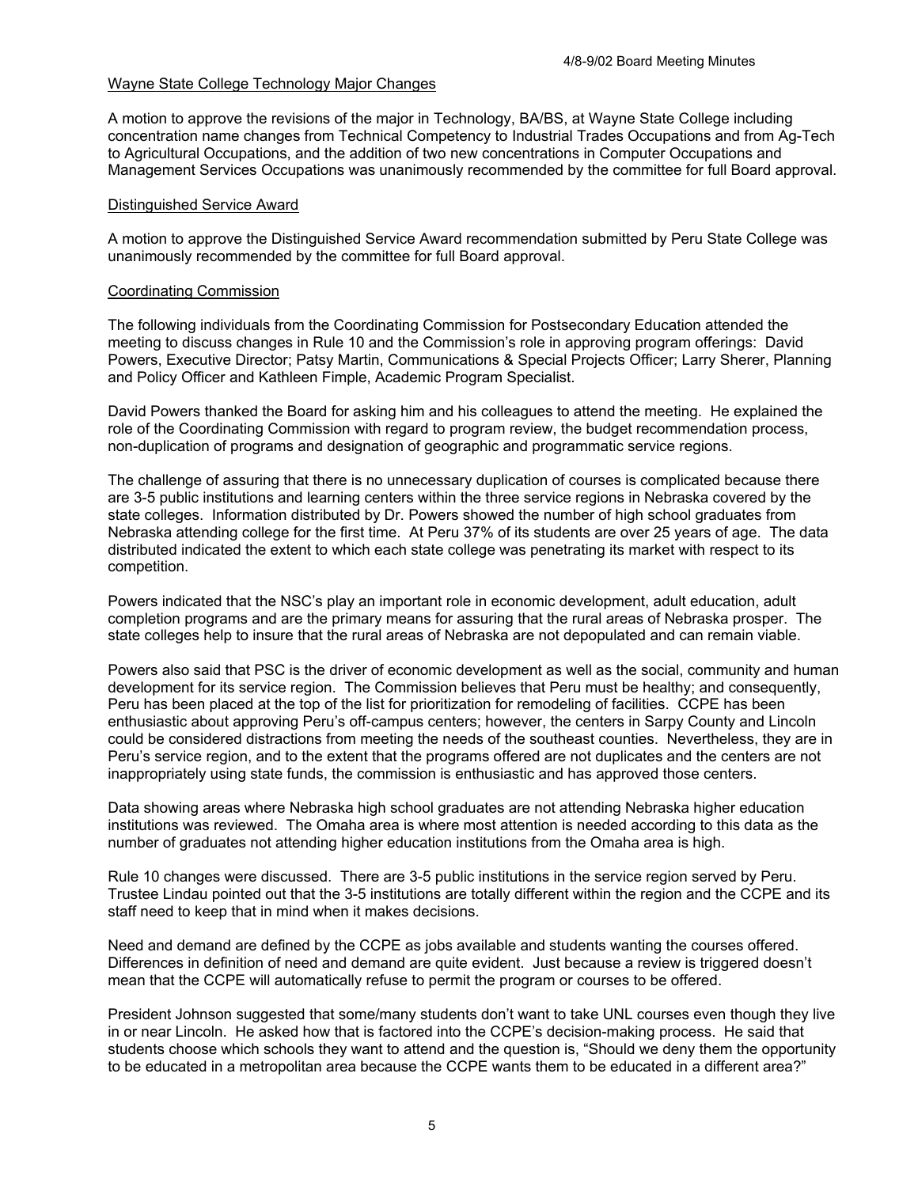### Wayne State College Technology Major Changes

A motion to approve the revisions of the major in Technology, BA/BS, at Wayne State College including concentration name changes from Technical Competency to Industrial Trades Occupations and from Ag-Tech to Agricultural Occupations, and the addition of two new concentrations in Computer Occupations and Management Services Occupations was unanimously recommended by the committee for full Board approval.

### Distinguished Service Award

A motion to approve the Distinguished Service Award recommendation submitted by Peru State College was unanimously recommended by the committee for full Board approval.

### Coordinating Commission

The following individuals from the Coordinating Commission for Postsecondary Education attended the meeting to discuss changes in Rule 10 and the Commission's role in approving program offerings: David Powers, Executive Director; Patsy Martin, Communications & Special Projects Officer; Larry Sherer, Planning and Policy Officer and Kathleen Fimple, Academic Program Specialist.

David Powers thanked the Board for asking him and his colleagues to attend the meeting. He explained the role of the Coordinating Commission with regard to program review, the budget recommendation process, non-duplication of programs and designation of geographic and programmatic service regions.

The challenge of assuring that there is no unnecessary duplication of courses is complicated because there are 3-5 public institutions and learning centers within the three service regions in Nebraska covered by the state colleges. Information distributed by Dr. Powers showed the number of high school graduates from Nebraska attending college for the first time. At Peru 37% of its students are over 25 years of age. The data distributed indicated the extent to which each state college was penetrating its market with respect to its competition.

Powers indicated that the NSC's play an important role in economic development, adult education, adult completion programs and are the primary means for assuring that the rural areas of Nebraska prosper. The state colleges help to insure that the rural areas of Nebraska are not depopulated and can remain viable.

Powers also said that PSC is the driver of economic development as well as the social, community and human development for its service region. The Commission believes that Peru must be healthy; and consequently, Peru has been placed at the top of the list for prioritization for remodeling of facilities. CCPE has been enthusiastic about approving Peru's off-campus centers; however, the centers in Sarpy County and Lincoln could be considered distractions from meeting the needs of the southeast counties. Nevertheless, they are in Peru's service region, and to the extent that the programs offered are not duplicates and the centers are not inappropriately using state funds, the commission is enthusiastic and has approved those centers.

Data showing areas where Nebraska high school graduates are not attending Nebraska higher education institutions was reviewed. The Omaha area is where most attention is needed according to this data as the number of graduates not attending higher education institutions from the Omaha area is high.

Rule 10 changes were discussed. There are 3-5 public institutions in the service region served by Peru. Trustee Lindau pointed out that the 3-5 institutions are totally different within the region and the CCPE and its staff need to keep that in mind when it makes decisions.

Need and demand are defined by the CCPE as jobs available and students wanting the courses offered. Differences in definition of need and demand are quite evident. Just because a review is triggered doesn't mean that the CCPE will automatically refuse to permit the program or courses to be offered.

President Johnson suggested that some/many students don't want to take UNL courses even though they live in or near Lincoln. He asked how that is factored into the CCPE's decision-making process. He said that students choose which schools they want to attend and the question is, "Should we deny them the opportunity to be educated in a metropolitan area because the CCPE wants them to be educated in a different area?"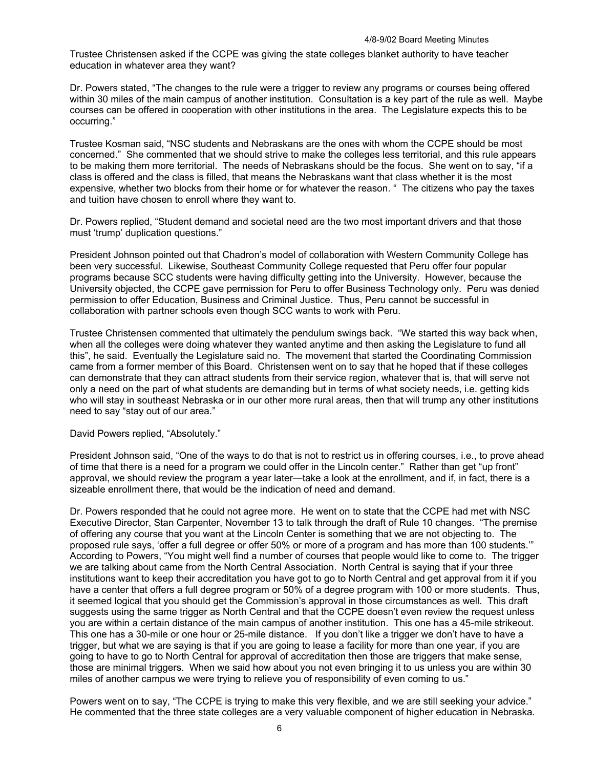Trustee Christensen asked if the CCPE was giving the state colleges blanket authority to have teacher education in whatever area they want?

Dr. Powers stated, "The changes to the rule were a trigger to review any programs or courses being offered within 30 miles of the main campus of another institution. Consultation is a key part of the rule as well. Maybe courses can be offered in cooperation with other institutions in the area. The Legislature expects this to be occurring."

Trustee Kosman said, "NSC students and Nebraskans are the ones with whom the CCPE should be most concerned." She commented that we should strive to make the colleges less territorial, and this rule appears to be making them more territorial. The needs of Nebraskans should be the focus. She went on to say, "if a class is offered and the class is filled, that means the Nebraskans want that class whether it is the most expensive, whether two blocks from their home or for whatever the reason. " The citizens who pay the taxes and tuition have chosen to enroll where they want to.

Dr. Powers replied, "Student demand and societal need are the two most important drivers and that those must 'trump' duplication questions."

President Johnson pointed out that Chadron's model of collaboration with Western Community College has been very successful. Likewise, Southeast Community College requested that Peru offer four popular programs because SCC students were having difficulty getting into the University. However, because the University objected, the CCPE gave permission for Peru to offer Business Technology only. Peru was denied permission to offer Education, Business and Criminal Justice. Thus, Peru cannot be successful in collaboration with partner schools even though SCC wants to work with Peru.

Trustee Christensen commented that ultimately the pendulum swings back. "We started this way back when, when all the colleges were doing whatever they wanted anytime and then asking the Legislature to fund all this", he said. Eventually the Legislature said no. The movement that started the Coordinating Commission came from a former member of this Board. Christensen went on to say that he hoped that if these colleges can demonstrate that they can attract students from their service region, whatever that is, that will serve not only a need on the part of what students are demanding but in terms of what society needs, i.e. getting kids who will stay in southeast Nebraska or in our other more rural areas, then that will trump any other institutions need to say "stay out of our area."

David Powers replied, "Absolutely."

President Johnson said, "One of the ways to do that is not to restrict us in offering courses, i.e., to prove ahead of time that there is a need for a program we could offer in the Lincoln center." Rather than get "up front" approval, we should review the program a year later—take a look at the enrollment, and if, in fact, there is a sizeable enrollment there, that would be the indication of need and demand.

Dr. Powers responded that he could not agree more. He went on to state that the CCPE had met with NSC Executive Director, Stan Carpenter, November 13 to talk through the draft of Rule 10 changes. "The premise of offering any course that you want at the Lincoln Center is something that we are not objecting to. The proposed rule says, 'offer a full degree or offer 50% or more of a program and has more than 100 students.'" According to Powers, "You might well find a number of courses that people would like to come to. The trigger we are talking about came from the North Central Association. North Central is saying that if your three institutions want to keep their accreditation you have got to go to North Central and get approval from it if you have a center that offers a full degree program or 50% of a degree program with 100 or more students. Thus, it seemed logical that you should get the Commission's approval in those circumstances as well. This draft suggests using the same trigger as North Central and that the CCPE doesn't even review the request unless you are within a certain distance of the main campus of another institution. This one has a 45-mile strikeout. This one has a 30-mile or one hour or 25-mile distance. If you don't like a trigger we don't have to have a trigger, but what we are saying is that if you are going to lease a facility for more than one year, if you are going to have to go to North Central for approval of accreditation then those are triggers that make sense, those are minimal triggers. When we said how about you not even bringing it to us unless you are within 30 miles of another campus we were trying to relieve you of responsibility of even coming to us."

Powers went on to say, "The CCPE is trying to make this very flexible, and we are still seeking your advice." He commented that the three state colleges are a very valuable component of higher education in Nebraska.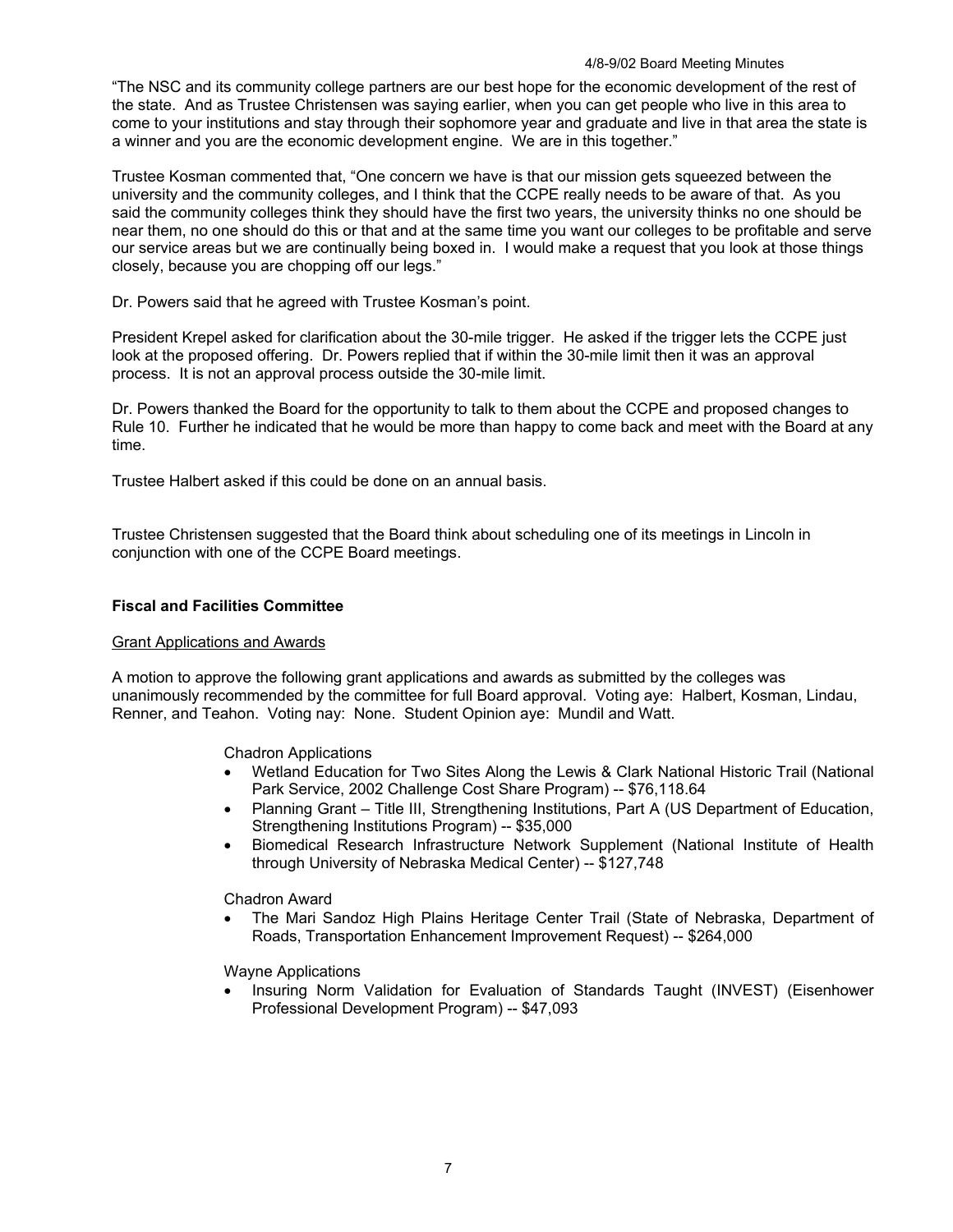"The NSC and its community college partners are our best hope for the economic development of the rest of the state. And as Trustee Christensen was saying earlier, when you can get people who live in this area to come to your institutions and stay through their sophomore year and graduate and live in that area the state is a winner and you are the economic development engine. We are in this together."

Trustee Kosman commented that, "One concern we have is that our mission gets squeezed between the university and the community colleges, and I think that the CCPE really needs to be aware of that. As you said the community colleges think they should have the first two years, the university thinks no one should be near them, no one should do this or that and at the same time you want our colleges to be profitable and serve our service areas but we are continually being boxed in. I would make a request that you look at those things closely, because you are chopping off our legs."

Dr. Powers said that he agreed with Trustee Kosman's point.

President Krepel asked for clarification about the 30-mile trigger. He asked if the trigger lets the CCPE just look at the proposed offering. Dr. Powers replied that if within the 30-mile limit then it was an approval process. It is not an approval process outside the 30-mile limit.

Dr. Powers thanked the Board for the opportunity to talk to them about the CCPE and proposed changes to Rule 10. Further he indicated that he would be more than happy to come back and meet with the Board at any time.

Trustee Halbert asked if this could be done on an annual basis.

Trustee Christensen suggested that the Board think about scheduling one of its meetings in Lincoln in conjunction with one of the CCPE Board meetings.

**Fiscal and Facilities Committee**

Grant Applications and Awards

A motion to approve the following grant applications and awards as submitted by the colleges was unanimously recommended by the committee for full Board approval. Voting aye: Halbert, Kosman, Lindau, Renner, and Teahon. Voting nay: None. Student Opinion aye: Mundil and Watt.

Chadron Applications

- Wetland Education for Two Sites Along the Lewis & Clark National Historic Trail (National Park Service, 2002 Challenge Cost Share Program) -- $76,118.64
- Planning Grant – Title III, Strengthening Institutions, Part A (US Department of Education, Strengthening Institutions Program) -- $35,000
- Biomedical Research Infrastructure Network Supplement (National Institute of Health through University of Nebraska Medical Center) -- $127,748

Chadron Award

- The Mari Sandoz High Plains Heritage Center Trail (State of Nebraska, Department of Roads, Transportation Enhancement Improvement Request) -- $264,000

Wayne Applications

- Insuring Norm Validation for Evaluation of Standards Taught (INVEST) (Eisenhower Professional Development Program) -- $47,093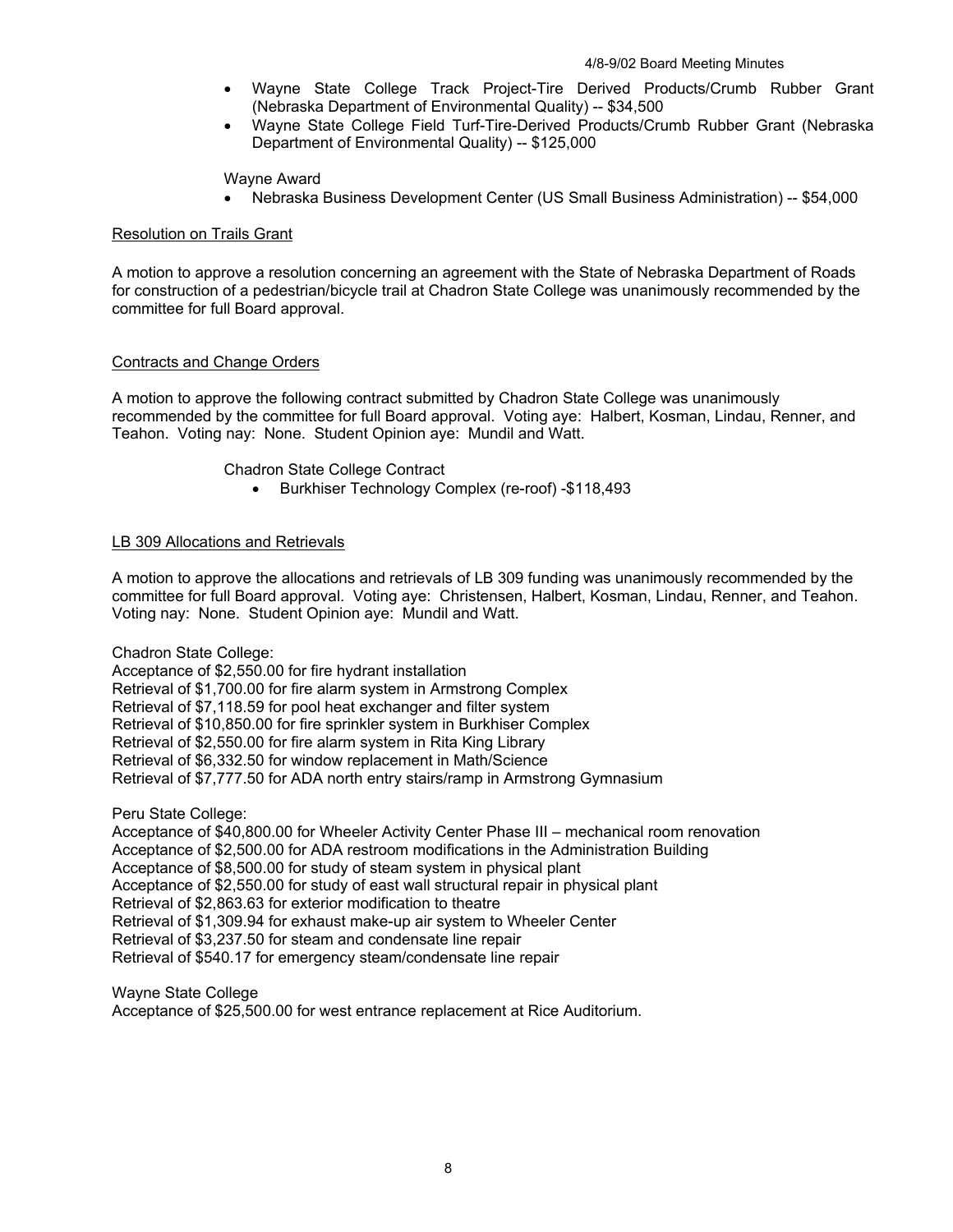- Wayne State College Track Project-Tire Derived Products/Crumb Rubber Grant (Nebraska Department of Environmental Quality) -- $34,500
- Wayne State College Field Turf-Tire-Derived Products/Crumb Rubber Grant (Nebraska Department of Environmental Quality) -- $125,000

Wayne Award

- Nebraska Business Development Center (US Small Business Administration) -- $54,000

Resolution on Trails Grant

A motion to approve a resolution concerning an agreement with the State of Nebraska Department of Roads for construction of a pedestrian/bicycle trail at Chadron State College was unanimously recommended by the committee for full Board approval.

Contracts and Change Orders

A motion to approve the following contract submitted by Chadron State College was unanimously recommended by the committee for full Board approval. Voting aye: Halbert, Kosman, Lindau, Renner, and Teahon. Voting nay: None. Student Opinion aye: Mundil and Watt.

Chadron State College Contract

- Burkhiser Technology Complex (re-roof) -$118,493

LB 309 Allocations and Retrievals

A motion to approve the allocations and retrievals of LB 309 funding was unanimously recommended by the committee for full Board approval. Voting aye: Christensen, Halbert, Kosman, Lindau, Renner, and Teahon. Voting nay: None. Student Opinion aye: Mundil and Watt.

Chadron State College:
Acceptance of $2,550.00 for fire hydrant installation
Retrieval of $1,700.00 for fire alarm system in Armstrong Complex
Retrieval of $7,118.59 for pool heat exchanger and filter system
Retrieval of $10,850.00 for fire sprinkler system in Burkhiser Complex
Retrieval of $2,550.00 for fire alarm system in Rita King Library
Retrieval of $6,332.50 for window replacement in Math/Science
Retrieval of $7,777.50 for ADA north entry stairs/ramp in Armstrong Gymnasium

Peru State College:
Acceptance of $40,800.00 for Wheeler Activity Center Phase III – mechanical room renovation
Acceptance of $2,500.00 for ADA restroom modifications in the Administration Building
Acceptance of $8,500.00 for study of steam system in physical plant
Acceptance of $2,550.00 for study of east wall structural repair in physical plant
Retrieval of $2,863.63 for exterior modification to theatre
Retrieval of $1,309.94 for exhaust make-up air system to Wheeler Center
Retrieval of $3,237.50 for steam and condensate line repair
Retrieval of $540.17 for emergency steam/condensate line repair

Wayne State College
Acceptance of $25,500.00 for west entrance replacement at Rice Auditorium.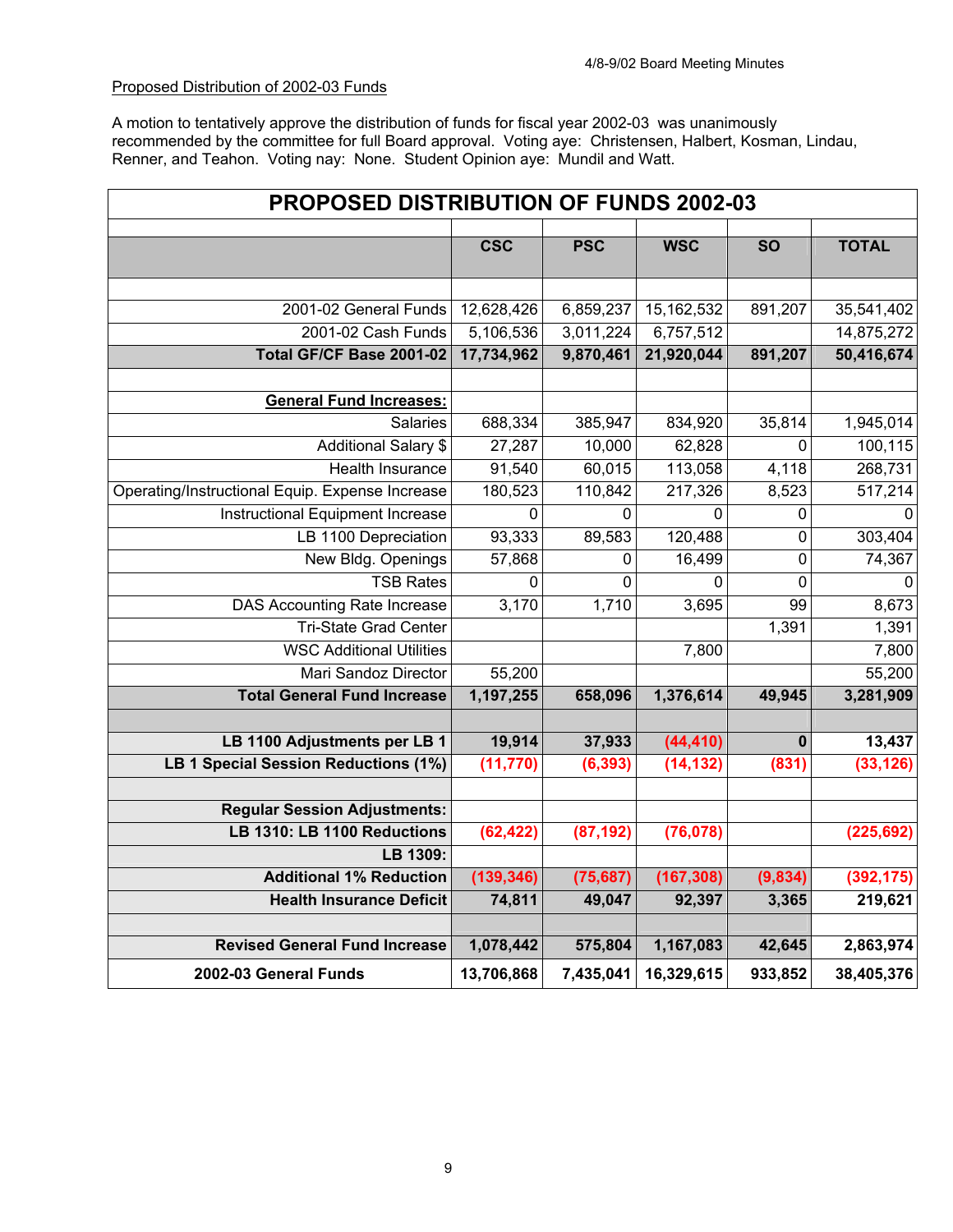Proposed Distribution of 2002-03 Funds

A motion to tentatively approve the distribution of funds for fiscal year 2002-03 was unanimously recommended by the committee for full Board approval. Voting aye: Christensen, Halbert, Kosman, Lindau, Renner, and Teahon. Voting nay: None. Student Opinion aye: Mundil and Watt.

**PROPOSED DISTRIBUTION OF FUNDS 2002-03**

| | CSC | PSC | WSC | SO | TOTAL |
|---|---|---|---|---|---|
| 2001-02 General Funds | 12,628,426 | 6,859,237 | 15,162,532 | 891,207 | 35,541,402 |
| 2001-02 Cash Funds | 5,106,536 | 3,011,224 | 6,757,512 | | 14,875,272 |
| **Total GF/CF Base 2001-02** | **17,734,962** | **9,870,461** | **21,920,044** | **891,207** | **50,416,674** |
| | | | | | |
| **General Fund Increases:** | | | | | |
| Salaries | 688,334 | 385,947 | 834,920 | 35,814 | 1,945,014 |
| Additional Salary $ | 27,287 | 10,000 | 62,828 | 0 | 100,115 |
| Health Insurance | 91,540 | 60,015 | 113,058 | 4,118 | 268,731 |
| Operating/Instructional Equip. Expense Increase | 180,523 | 110,842 | 217,326 | 8,523 | 517,214 |
| Instructional Equipment Increase | 0 | 0 | 0 | 0 | 0 |
| LB 1100 Depreciation | 93,333 | 89,583 | 120,488 | 0 | 303,404 |
| New Bldg. Openings | 57,868 | 0 | 16,499 | 0 | 74,367 |
| TSB Rates | 0 | 0 | 0 | 0 | 0 |
| DAS Accounting Rate Increase | 3,170 | 1,710 | 3,695 | 99 | 8,673 |
| Tri-State Grad Center | | | | 1,391 | 1,391 |
| WSC Additional Utilities | | | 7,800 | | 7,800 |
| Mari Sandoz Director | 55,200 | | | | 55,200 |
| **Total General Fund Increase** | **1,197,255** | **658,096** | **1,376,614** | **49,945** | **3,281,909** |
| | | | | | |
| **LB 1100 Adjustments per LB 1** | **19,914** | **37,933** | **(44,410)** | **0** | **13,437** |
| **LB 1 Special Session Reductions (1%)** | **(11,770)** | **(6,393)** | **(14,132)** | **(831)** | **(33,126)** |
| | | | | | |
| **Regular Session Adjustments:** | | | | | |
| **LB 1310: LB 1100 Reductions** | **(62,422)** | **(87,192)** | **(76,078)** | | **(225,692)** |
| **LB 1309:** | | | | | |
| **Additional 1% Reduction** | **(139,346)** | **(75,687)** | **(167,308)** | **(9,834)** | **(392,175)** |
| **Health Insurance Deficit** | **74,811** | **49,047** | **92,397** | **3,365** | **219,621** |
| | | | | | |
| **Revised General Fund Increase** | **1,078,442** | **575,804** | **1,167,083** | **42,645** | **2,863,974** |
| **2002-03 General Funds** | **13,706,868** | **7,435,041** | **16,329,615** | **933,852** | **38,405,376** |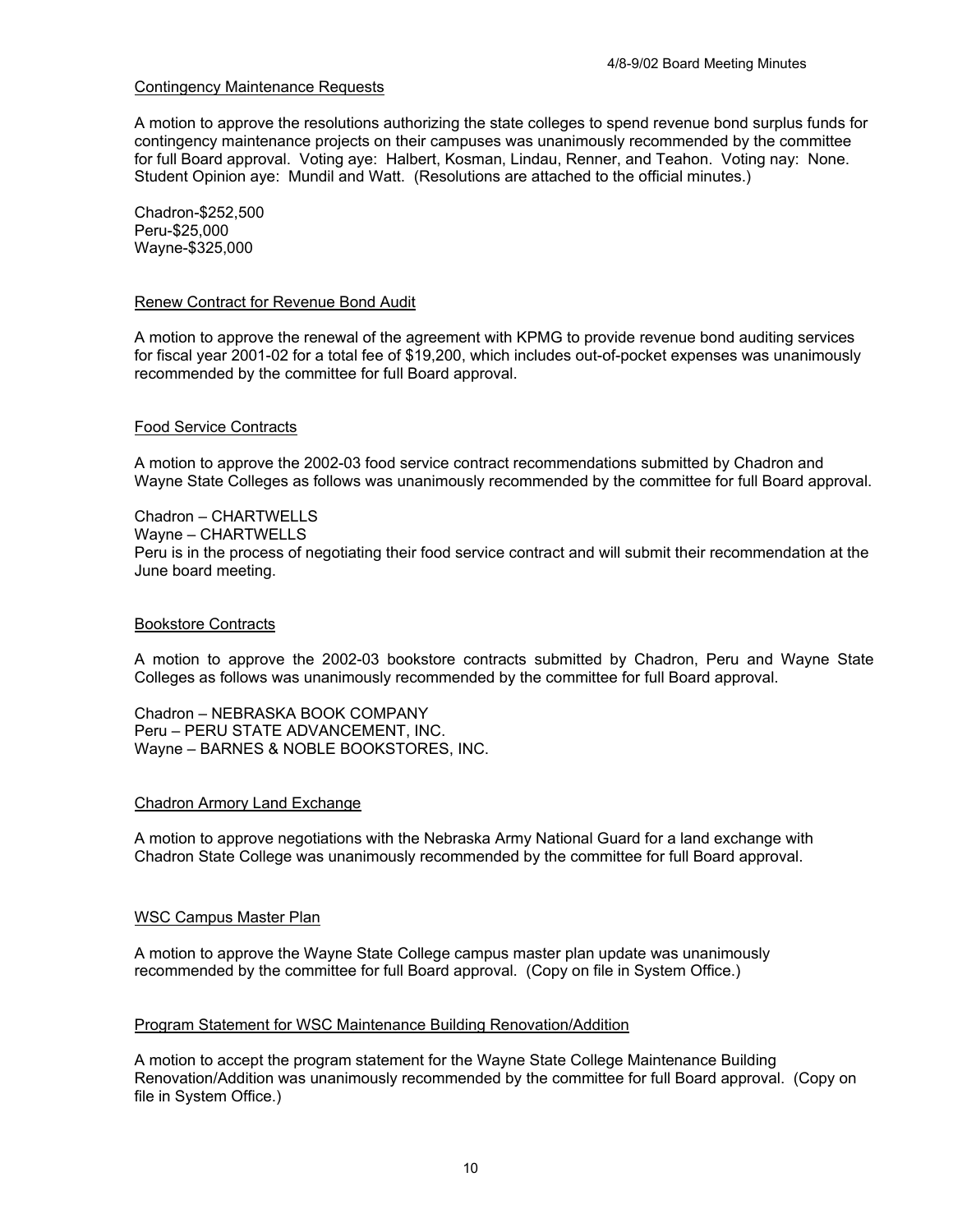### Contingency Maintenance Requests

A motion to approve the resolutions authorizing the state colleges to spend revenue bond surplus funds for contingency maintenance projects on their campuses was unanimously recommended by the committee for full Board approval. Voting aye: Halbert, Kosman, Lindau, Renner, and Teahon. Voting nay: None. Student Opinion aye: Mundil and Watt. (Resolutions are attached to the official minutes.)

Chadron-$252,500
Peru-$25,000
Wayne-$325,000

### Renew Contract for Revenue Bond Audit

A motion to approve the renewal of the agreement with KPMG to provide revenue bond auditing services for fiscal year 2001-02 for a total fee of $19,200, which includes out-of-pocket expenses was unanimously recommended by the committee for full Board approval.

### Food Service Contracts

A motion to approve the 2002-03 food service contract recommendations submitted by Chadron and Wayne State Colleges as follows was unanimously recommended by the committee for full Board approval.

Chadron – CHARTWELLS
Wayne – CHARTWELLS
Peru is in the process of negotiating their food service contract and will submit their recommendation at the June board meeting.

### Bookstore Contracts

A motion to approve the 2002-03 bookstore contracts submitted by Chadron, Peru and Wayne State Colleges as follows was unanimously recommended by the committee for full Board approval.

Chadron – NEBRASKA BOOK COMPANY
Peru – PERU STATE ADVANCEMENT, INC.
Wayne – BARNES & NOBLE BOOKSTORES, INC.

### Chadron Armory Land Exchange

A motion to approve negotiations with the Nebraska Army National Guard for a land exchange with Chadron State College was unanimously recommended by the committee for full Board approval.

### WSC Campus Master Plan

A motion to approve the Wayne State College campus master plan update was unanimously recommended by the committee for full Board approval. (Copy on file in System Office.)

### Program Statement for WSC Maintenance Building Renovation/Addition

A motion to accept the program statement for the Wayne State College Maintenance Building Renovation/Addition was unanimously recommended by the committee for full Board approval. (Copy on file in System Office.)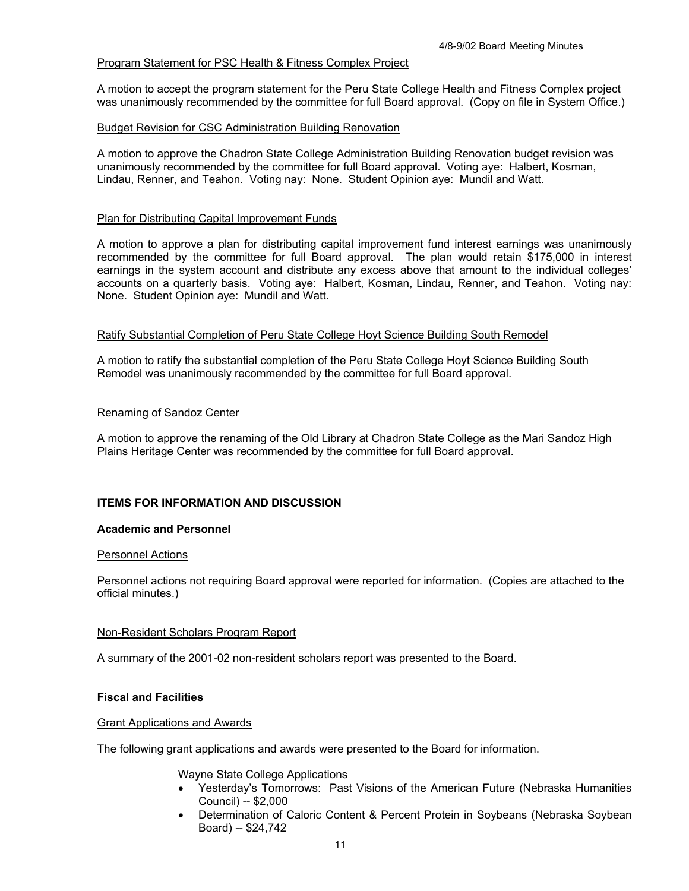Program Statement for PSC Health & Fitness Complex Project

A motion to accept the program statement for the Peru State College Health and Fitness Complex project was unanimously recommended by the committee for full Board approval. (Copy on file in System Office.)

Budget Revision for CSC Administration Building Renovation

A motion to approve the Chadron State College Administration Building Renovation budget revision was unanimously recommended by the committee for full Board approval. Voting aye: Halbert, Kosman, Lindau, Renner, and Teahon. Voting nay: None. Student Opinion aye: Mundil and Watt.

Plan for Distributing Capital Improvement Funds

A motion to approve a plan for distributing capital improvement fund interest earnings was unanimously recommended by the committee for full Board approval. The plan would retain $175,000 in interest earnings in the system account and distribute any excess above that amount to the individual colleges' accounts on a quarterly basis. Voting aye: Halbert, Kosman, Lindau, Renner, and Teahon. Voting nay: None. Student Opinion aye: Mundil and Watt.

Ratify Substantial Completion of Peru State College Hoyt Science Building South Remodel

A motion to ratify the substantial completion of the Peru State College Hoyt Science Building South Remodel was unanimously recommended by the committee for full Board approval.

Renaming of Sandoz Center

A motion to approve the renaming of the Old Library at Chadron State College as the Mari Sandoz High Plains Heritage Center was recommended by the committee for full Board approval.

## ITEMS FOR INFORMATION AND DISCUSSION

### Academic and Personnel

Personnel Actions

Personnel actions not requiring Board approval were reported for information. (Copies are attached to the official minutes.)

Non-Resident Scholars Program Report

A summary of the 2001-02 non-resident scholars report was presented to the Board.

### Fiscal and Facilities

Grant Applications and Awards

The following grant applications and awards were presented to the Board for information.

Wayne State College Applications

- Yesterday's Tomorrows: Past Visions of the American Future (Nebraska Humanities Council) -- $2,000
- Determination of Caloric Content & Percent Protein in Soybeans (Nebraska Soybean Board) -- $24,742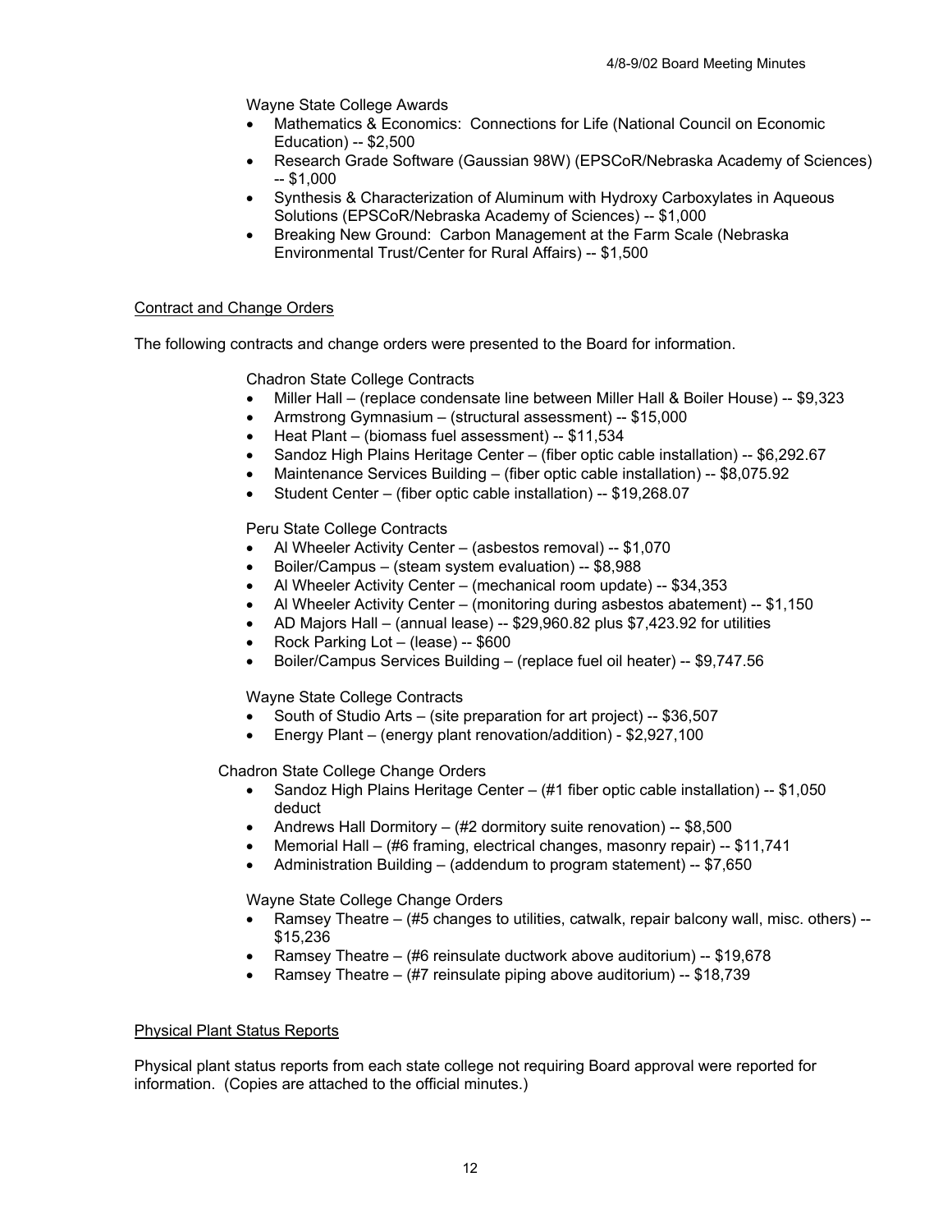Wayne State College Awards

- Mathematics & Economics: Connections for Life (National Council on Economic Education) -- $2,500
- Research Grade Software (Gaussian 98W) (EPSCoR/Nebraska Academy of Sciences) -- $1,000
- Synthesis & Characterization of Aluminum with Hydroxy Carboxylates in Aqueous Solutions (EPSCoR/Nebraska Academy of Sciences) -- $1,000
- Breaking New Ground: Carbon Management at the Farm Scale (Nebraska Environmental Trust/Center for Rural Affairs) -- $1,500

## Contract and Change Orders

The following contracts and change orders were presented to the Board for information.

Chadron State College Contracts

- Miller Hall – (replace condensate line between Miller Hall & Boiler House) -- $9,323
- Armstrong Gymnasium – (structural assessment) -- $15,000
- Heat Plant – (biomass fuel assessment) -- $11,534
- Sandoz High Plains Heritage Center – (fiber optic cable installation) -- $6,292.67
- Maintenance Services Building – (fiber optic cable installation) -- $8,075.92
- Student Center – (fiber optic cable installation) -- $19,268.07

Peru State College Contracts

- Al Wheeler Activity Center – (asbestos removal) -- $1,070
- Boiler/Campus – (steam system evaluation) -- $8,988
- Al Wheeler Activity Center – (mechanical room update) -- $34,353
- Al Wheeler Activity Center – (monitoring during asbestos abatement) -- $1,150
- AD Majors Hall – (annual lease) -- $29,960.82 plus $7,423.92 for utilities
- Rock Parking Lot – (lease) -- $600
- Boiler/Campus Services Building – (replace fuel oil heater) -- $9,747.56

Wayne State College Contracts

- South of Studio Arts – (site preparation for art project) -- $36,507
- Energy Plant – (energy plant renovation/addition) - $2,927,100

Chadron State College Change Orders

- Sandoz High Plains Heritage Center – (#1 fiber optic cable installation) -- $1,050 deduct
- Andrews Hall Dormitory – (#2 dormitory suite renovation) -- $8,500
- Memorial Hall – (#6 framing, electrical changes, masonry repair) -- $11,741
- Administration Building – (addendum to program statement) -- $7,650

Wayne State College Change Orders

- Ramsey Theatre – (#5 changes to utilities, catwalk, repair balcony wall, misc. others) -- $15,236
- Ramsey Theatre – (#6 reinsulate ductwork above auditorium) -- $19,678
- Ramsey Theatre – (#7 reinsulate piping above auditorium) -- $18,739

## Physical Plant Status Reports

Physical plant status reports from each state college not requiring Board approval were reported for information. (Copies are attached to the official minutes.)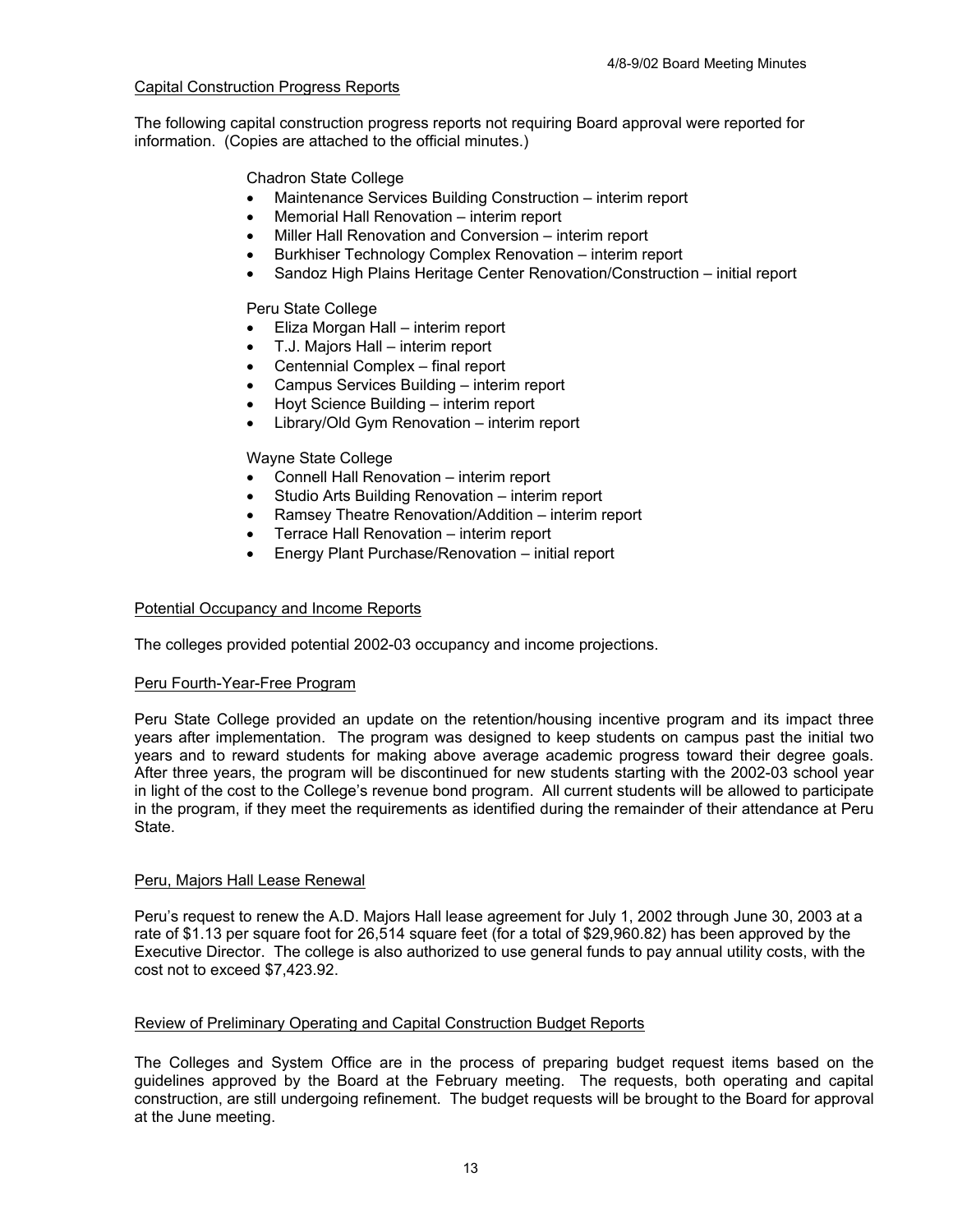## Capital Construction Progress Reports

The following capital construction progress reports not requiring Board approval were reported for information. (Copies are attached to the official minutes.)

Chadron State College

- Maintenance Services Building Construction – interim report
- Memorial Hall Renovation – interim report
- Miller Hall Renovation and Conversion – interim report
- Burkhiser Technology Complex Renovation – interim report
- Sandoz High Plains Heritage Center Renovation/Construction – initial report

Peru State College

- Eliza Morgan Hall – interim report
- T.J. Majors Hall – interim report
- Centennial Complex – final report
- Campus Services Building – interim report
- Hoyt Science Building – interim report
- Library/Old Gym Renovation – interim report

Wayne State College

- Connell Hall Renovation – interim report
- Studio Arts Building Renovation – interim report
- Ramsey Theatre Renovation/Addition – interim report
- Terrace Hall Renovation – interim report
- Energy Plant Purchase/Renovation – initial report

## Potential Occupancy and Income Reports

The colleges provided potential 2002-03 occupancy and income projections.

## Peru Fourth-Year-Free Program

Peru State College provided an update on the retention/housing incentive program and its impact three years after implementation. The program was designed to keep students on campus past the initial two years and to reward students for making above average academic progress toward their degree goals. After three years, the program will be discontinued for new students starting with the 2002-03 school year in light of the cost to the College's revenue bond program. All current students will be allowed to participate in the program, if they meet the requirements as identified during the remainder of their attendance at Peru State.

## Peru, Majors Hall Lease Renewal

Peru's request to renew the A.D. Majors Hall lease agreement for July 1, 2002 through June 30, 2003 at a rate of $1.13 per square foot for 26,514 square feet (for a total of $29,960.82) has been approved by the Executive Director. The college is also authorized to use general funds to pay annual utility costs, with the cost not to exceed $7,423.92.

## Review of Preliminary Operating and Capital Construction Budget Reports

The Colleges and System Office are in the process of preparing budget request items based on the guidelines approved by the Board at the February meeting. The requests, both operating and capital construction, are still undergoing refinement. The budget requests will be brought to the Board for approval at the June meeting.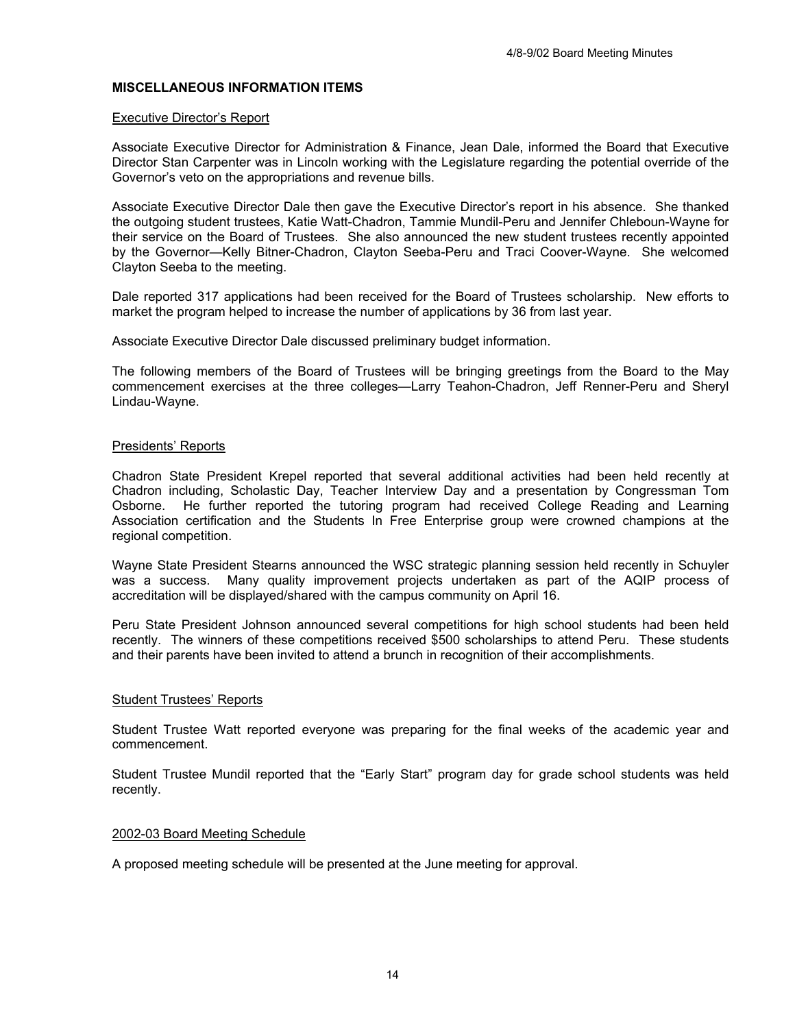## MISCELLANEOUS INFORMATION ITEMS

### Executive Director's Report

Associate Executive Director for Administration & Finance, Jean Dale, informed the Board that Executive Director Stan Carpenter was in Lincoln working with the Legislature regarding the potential override of the Governor's veto on the appropriations and revenue bills.

Associate Executive Director Dale then gave the Executive Director's report in his absence. She thanked the outgoing student trustees, Katie Watt-Chadron, Tammie Mundil-Peru and Jennifer Chleboun-Wayne for their service on the Board of Trustees. She also announced the new student trustees recently appointed by the Governor—Kelly Bitner-Chadron, Clayton Seeba-Peru and Traci Coover-Wayne. She welcomed Clayton Seeba to the meeting.

Dale reported 317 applications had been received for the Board of Trustees scholarship. New efforts to market the program helped to increase the number of applications by 36 from last year.

Associate Executive Director Dale discussed preliminary budget information.

The following members of the Board of Trustees will be bringing greetings from the Board to the May commencement exercises at the three colleges—Larry Teahon-Chadron, Jeff Renner-Peru and Sheryl Lindau-Wayne.

### Presidents' Reports

Chadron State President Krepel reported that several additional activities had been held recently at Chadron including, Scholastic Day, Teacher Interview Day and a presentation by Congressman Tom Osborne. He further reported the tutoring program had received College Reading and Learning Association certification and the Students In Free Enterprise group were crowned champions at the regional competition.

Wayne State President Stearns announced the WSC strategic planning session held recently in Schuyler was a success. Many quality improvement projects undertaken as part of the AQIP process of accreditation will be displayed/shared with the campus community on April 16.

Peru State President Johnson announced several competitions for high school students had been held recently. The winners of these competitions received $500 scholarships to attend Peru. These students and their parents have been invited to attend a brunch in recognition of their accomplishments.

### Student Trustees' Reports

Student Trustee Watt reported everyone was preparing for the final weeks of the academic year and commencement.

Student Trustee Mundil reported that the "Early Start" program day for grade school students was held recently.

### 2002-03 Board Meeting Schedule

A proposed meeting schedule will be presented at the June meeting for approval.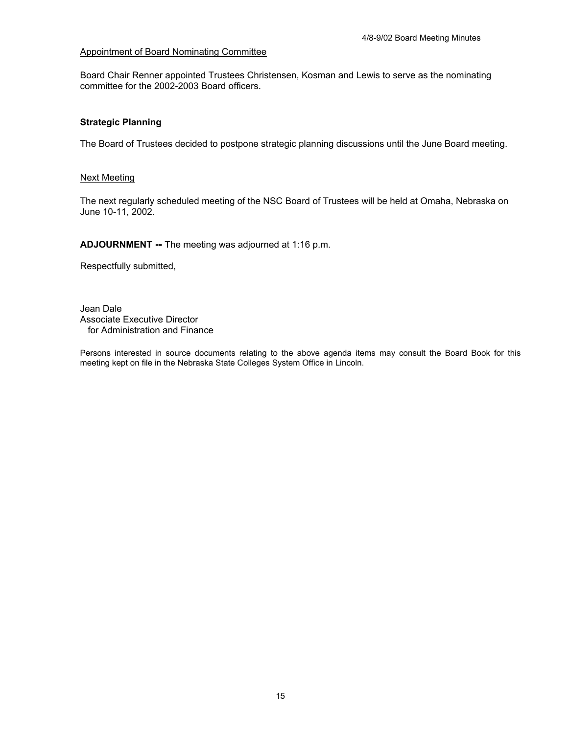Appointment of Board Nominating Committee

Board Chair Renner appointed Trustees Christensen, Kosman and Lewis to serve as the nominating committee for the 2002-2003 Board officers.

**Strategic Planning**

The Board of Trustees decided to postpone strategic planning discussions until the June Board meeting.

Next Meeting

The next regularly scheduled meeting of the NSC Board of Trustees will be held at Omaha, Nebraska on June 10-11, 2002.

**ADJOURNMENT --** The meeting was adjourned at 1:16 p.m.

Respectfully submitted,

Jean Dale
Associate Executive Director
for Administration and Finance

Persons interested in source documents relating to the above agenda items may consult the Board Book for this meeting kept on file in the Nebraska State Colleges System Office in Lincoln.